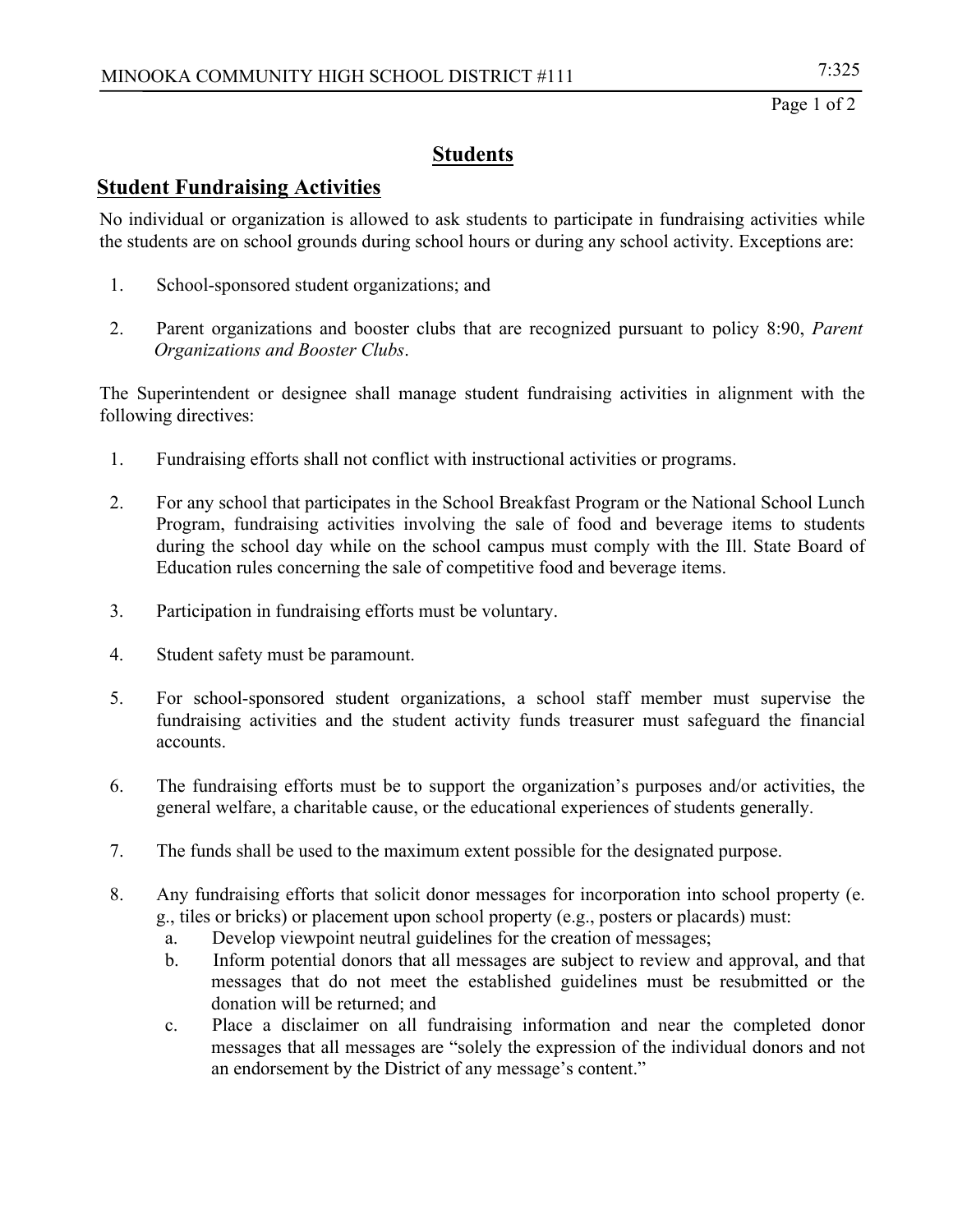## Students

### Student Fundraising Activities

No individual or organization is allowed to ask students to participate in fundraising activities while the students are on school grounds during school hours or during any school activity. Exceptions are:

1. School-sponsored student organizations; and
2. Parent organizations and booster clubs that are recognized pursuant to policy 8:90, *Parent Organizations and Booster Clubs*.

The Superintendent or designee shall manage student fundraising activities in alignment with the following directives:

1. Fundraising efforts shall not conflict with instructional activities or programs.
2. For any school that participates in the School Breakfast Program or the National School Lunch Program, fundraising activities involving the sale of food and beverage items to students during the school day while on the school campus must comply with the Ill. State Board of Education rules concerning the sale of competitive food and beverage items.
3. Participation in fundraising efforts must be voluntary.
4. Student safety must be paramount.
5. For school-sponsored student organizations, a school staff member must supervise the fundraising activities and the student activity funds treasurer must safeguard the financial accounts.
6. The fundraising efforts must be to support the organization's purposes and/or activities, the general welfare, a charitable cause, or the educational experiences of students generally.
7. The funds shall be used to the maximum extent possible for the designated purpose.
8. Any fundraising efforts that solicit donor messages for incorporation into school property (e. g., tiles or bricks) or placement upon school property (e.g., posters or placards) must:
   a. Develop viewpoint neutral guidelines for the creation of messages;
   b. Inform potential donors that all messages are subject to review and approval, and that messages that do not meet the established guidelines must be resubmitted or the donation will be returned; and
   c. Place a disclaimer on all fundraising information and near the completed donor messages that all messages are "solely the expression of the individual donors and not an endorsement by the District of any message's content."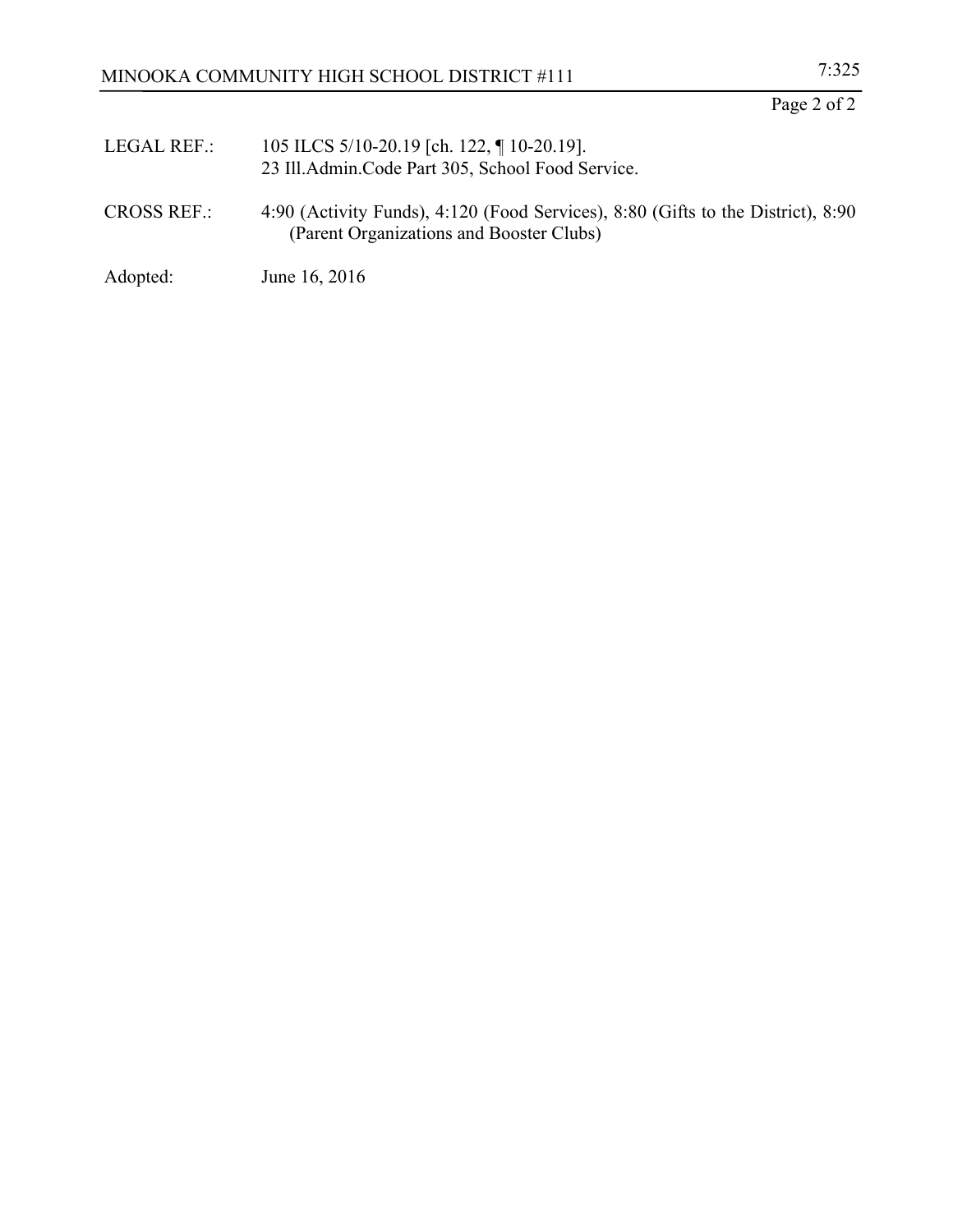LEGAL REF.: 105 ILCS 5/10-20.19 [ch. 122, ¶ 10-20.19].
23 Ill.Admin.Code Part 305, School Food Service.

CROSS REF.: 4:90 (Activity Funds), 4:120 (Food Services), 8:80 (Gifts to the District), 8:90 (Parent Organizations and Booster Clubs)

Adopted: June 16, 2016